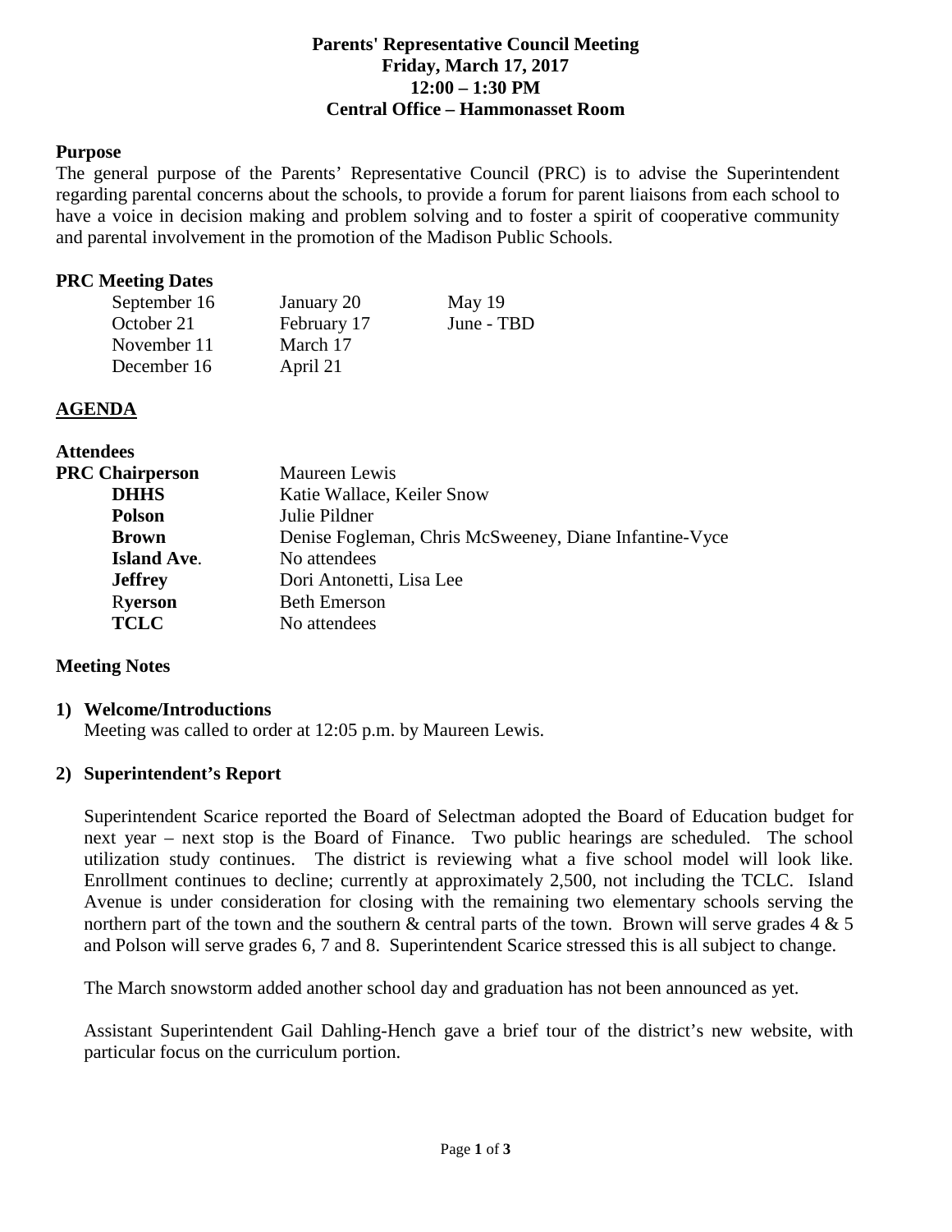**Parents' Representative Council Meeting**
**Friday, March 17, 2017**
**12:00 – 1:30 PM**
**Central Office – Hammonasset Room**

**Purpose**

The general purpose of the Parents' Representative Council (PRC) is to advise the Superintendent regarding parental concerns about the schools, to provide a forum for parent liaisons from each school to have a voice in decision making and problem solving and to foster a spirit of cooperative community and parental involvement in the promotion of the Madison Public Schools.

**PRC Meeting Dates**

| | | |
|---|---|---|
| September 16 | January 20 | May 19 |
| October 21 | February 17 | June - TBD |
| November 11 | March 17 | |
| December 16 | April 21 | |

**AGENDA**

**Attendees**

| | |
|---|---|
| **PRC Chairperson** | Maureen Lewis |
| **DHHS** | Katie Wallace, Keiler Snow |
| **Polson** | Julie Pildner |
| **Brown** | Denise Fogleman, Chris McSweeney, Diane Infantine-Vyce |
| **Island Ave.** | No attendees |
| **Jeffrey** | Dori Antonetti, Lisa Lee |
| **Ryerson** | Beth Emerson |
| **TCLC** | No attendees |

**Meeting Notes**

**1) Welcome/Introductions**

Meeting was called to order at 12:05 p.m. by Maureen Lewis.

**2) Superintendent's Report**

Superintendent Scarice reported the Board of Selectman adopted the Board of Education budget for next year – next stop is the Board of Finance. Two public hearings are scheduled. The school utilization study continues. The district is reviewing what a five school model will look like. Enrollment continues to decline; currently at approximately 2,500, not including the TCLC. Island Avenue is under consideration for closing with the remaining two elementary schools serving the northern part of the town and the southern & central parts of the town. Brown will serve grades 4 & 5 and Polson will serve grades 6, 7 and 8. Superintendent Scarice stressed this is all subject to change.

The March snowstorm added another school day and graduation has not been announced as yet.

Assistant Superintendent Gail Dahling-Hench gave a brief tour of the district's new website, with particular focus on the curriculum portion.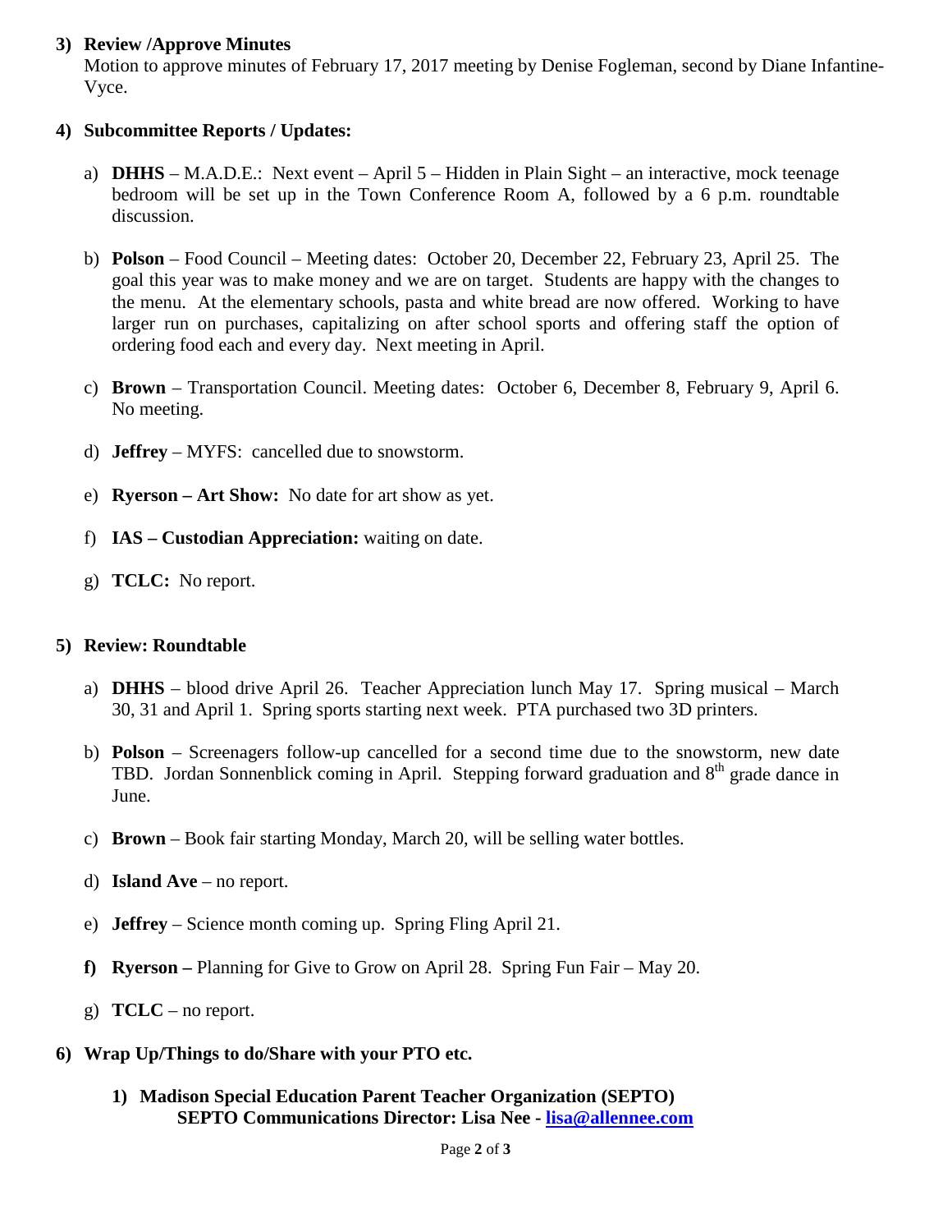### 3) Review /Approve Minutes

Motion to approve minutes of February 17, 2017 meeting by Denise Fogleman, second by Diane Infantine-Vyce.

### 4) Subcommittee Reports / Updates:

a) **DHHS** – M.A.D.E.: Next event – April 5 – Hidden in Plain Sight – an interactive, mock teenage bedroom will be set up in the Town Conference Room A, followed by a 6 p.m. roundtable discussion.

b) **Polson** – Food Council – Meeting dates: October 20, December 22, February 23, April 25. The goal this year was to make money and we are on target. Students are happy with the changes to the menu. At the elementary schools, pasta and white bread are now offered. Working to have larger run on purchases, capitalizing on after school sports and offering staff the option of ordering food each and every day. Next meeting in April.

c) **Brown** – Transportation Council. Meeting dates: October 6, December 8, February 9, April 6. No meeting.

d) **Jeffrey** – MYFS: cancelled due to snowstorm.

e) **Ryerson – Art Show:** No date for art show as yet.

f) **IAS – Custodian Appreciation:** waiting on date.

g) **TCLC:** No report.

### 5) Review: Roundtable

a) **DHHS** – blood drive April 26. Teacher Appreciation lunch May 17. Spring musical – March 30, 31 and April 1. Spring sports starting next week. PTA purchased two 3D printers.

b) **Polson** – Screenagers follow-up cancelled for a second time due to the snowstorm, new date TBD. Jordan Sonnenblick coming in April. Stepping forward graduation and 8th grade dance in June.

c) **Brown** – Book fair starting Monday, March 20, will be selling water bottles.

d) **Island Ave** – no report.

e) **Jeffrey** – Science month coming up. Spring Fling April 21.

**f) Ryerson –** Planning for Give to Grow on April 28. Spring Fun Fair – May 20.

g) **TCLC** – no report.

### 6) Wrap Up/Things to do/Share with your PTO etc.

**1) Madison Special Education Parent Teacher Organization (SEPTO)**
**SEPTO Communications Director: Lisa Nee - [lisa@allennee.com](mailto:lisa@allennee.com)**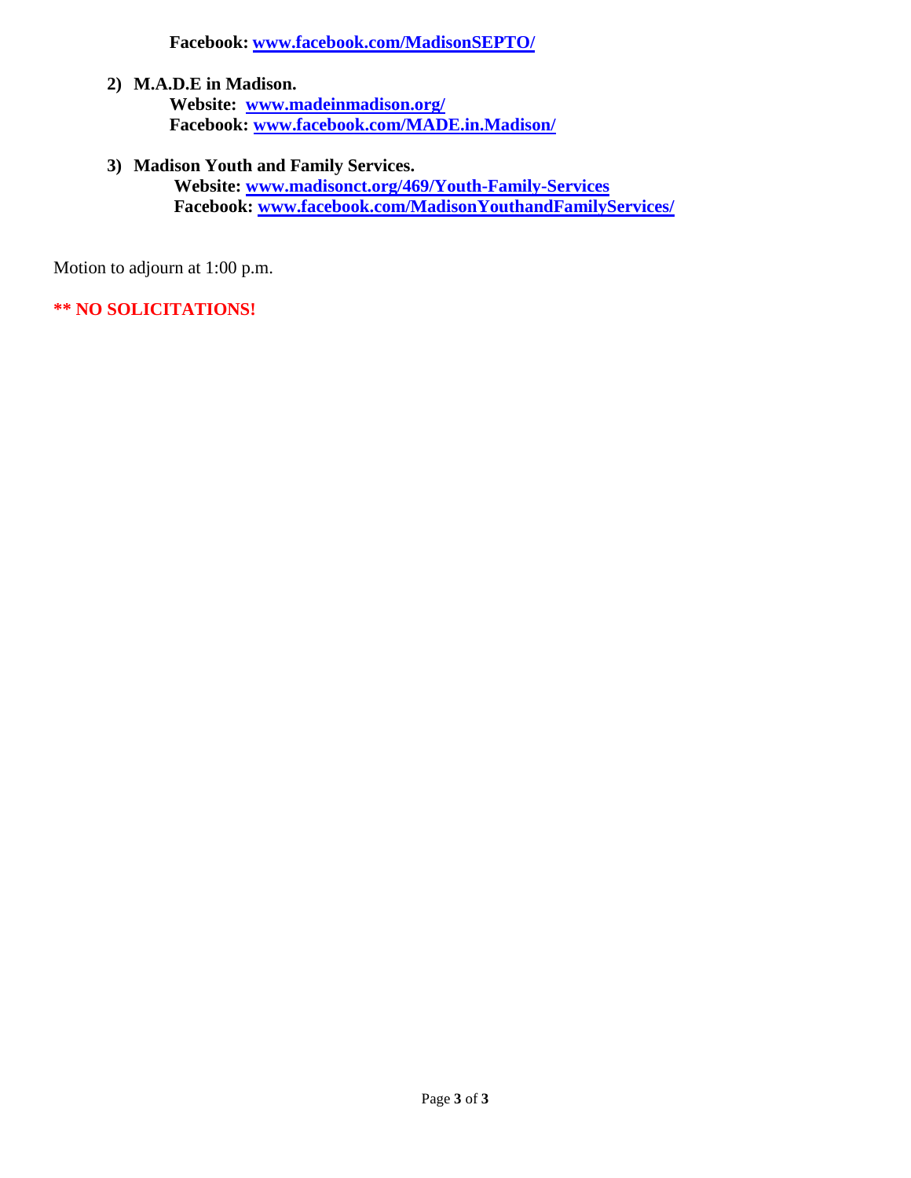**Facebook: www.facebook.com/MadisonSEPTO/**

2) **M.A.D.E in Madison.**
   **Website: www.madeinmadison.org/**
   **Facebook: www.facebook.com/MADE.in.Madison/**

3) **Madison Youth and Family Services.**
   **Website: www.madisonct.org/469/Youth-Family-Services**
   **Facebook: www.facebook.com/MadisonYouthandFamilyServices/**

Motion to adjourn at 1:00 p.m.

**** NO SOLICITATIONS!**